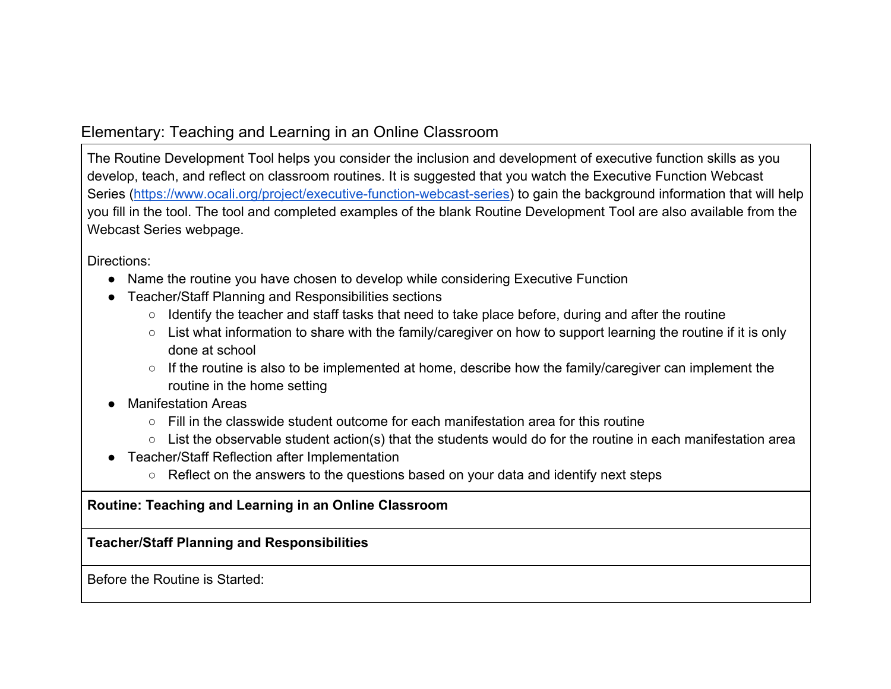## Elementary: Teaching and Learning in an Online Classroom

The Routine Development Tool helps you consider the inclusion and development of executive function skills as you develop, teach, and reflect on classroom routines. It is suggested that you watch the Executive Function Webcast Series (https://www.ocali.org/project/executive-function-webcast-series) to gain the background information that will help you fill in the tool. The tool and completed examples of the blank Routine Development Tool are also available from the Webcast Series webpage.

Directions:

- Name the routine you have chosen to develop while considering Executive Function
- Teacher/Staff Planning and Responsibilities sections
  - Identify the teacher and staff tasks that need to take place before, during and after the routine
  - List what information to share with the family/caregiver on how to support learning the routine if it is only done at school
  - If the routine is also to be implemented at home, describe how the family/caregiver can implement the routine in the home setting
- Manifestation Areas
  - Fill in the classwide student outcome for each manifestation area for this routine
  - List the observable student action(s) that the students would do for the routine in each manifestation area
- Teacher/Staff Reflection after Implementation
  - Reflect on the answers to the questions based on your data and identify next steps

**Routine: Teaching and Learning in an Online Classroom**

**Teacher/Staff Planning and Responsibilities**

Before the Routine is Started: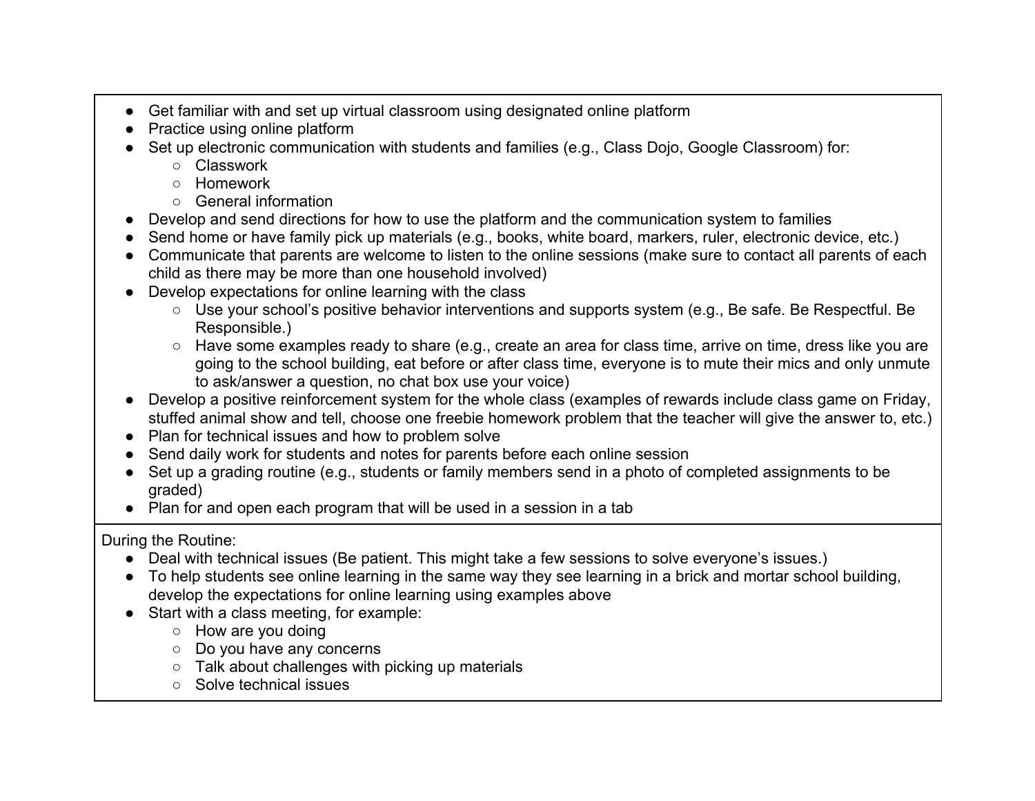- Get familiar with and set up virtual classroom using designated online platform
- Practice using online platform
- Set up electronic communication with students and families (e.g., Class Dojo, Google Classroom) for:
  - Classwork
  - Homework
  - General information
- Develop and send directions for how to use the platform and the communication system to families
- Send home or have family pick up materials (e.g., books, white board, markers, ruler, electronic device, etc.)
- Communicate that parents are welcome to listen to the online sessions (make sure to contact all parents of each child as there may be more than one household involved)
- Develop expectations for online learning with the class
  - Use your school's positive behavior interventions and supports system (e.g., Be safe. Be Respectful. Be Responsible.)
  - Have some examples ready to share (e.g., create an area for class time, arrive on time, dress like you are going to the school building, eat before or after class time, everyone is to mute their mics and only unmute to ask/answer a question, no chat box use your voice)
- Develop a positive reinforcement system for the whole class (examples of rewards include class game on Friday, stuffed animal show and tell, choose one freebie homework problem that the teacher will give the answer to, etc.)
- Plan for technical issues and how to problem solve
- Send daily work for students and notes for parents before each online session
- Set up a grading routine (e.g., students or family members send in a photo of completed assignments to be graded)
- Plan for and open each program that will be used in a session in a tab

During the Routine:

- Deal with technical issues (Be patient. This might take a few sessions to solve everyone's issues.)
- To help students see online learning in the same way they see learning in a brick and mortar school building, develop the expectations for online learning using examples above
- Start with a class meeting, for example:
  - How are you doing
  - Do you have any concerns
  - Talk about challenges with picking up materials
  - Solve technical issues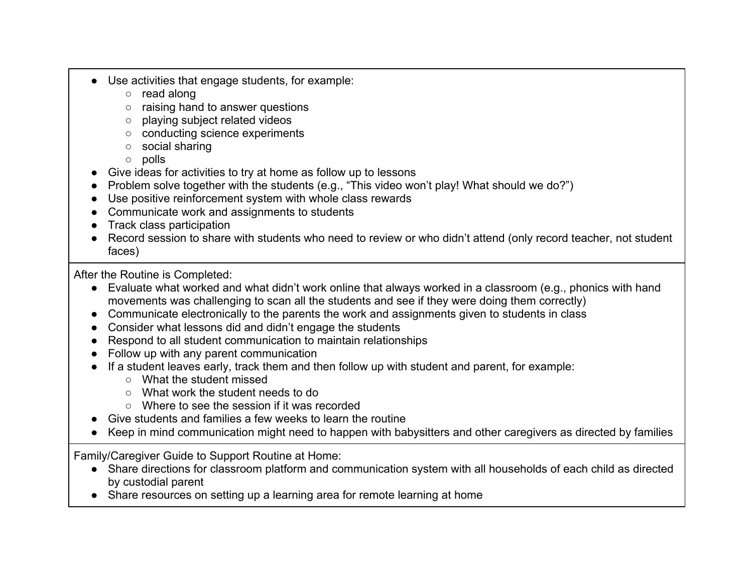- Use activities that engage students, for example:
  - read along
  - raising hand to answer questions
  - playing subject related videos
  - conducting science experiments
  - social sharing
  - polls
- Give ideas for activities to try at home as follow up to lessons
- Problem solve together with the students (e.g., "This video won't play! What should we do?")
- Use positive reinforcement system with whole class rewards
- Communicate work and assignments to students
- Track class participation
- Record session to share with students who need to review or who didn't attend (only record teacher, not student faces)

After the Routine is Completed:

- Evaluate what worked and what didn't work online that always worked in a classroom (e.g., phonics with hand movements was challenging to scan all the students and see if they were doing them correctly)
- Communicate electronically to the parents the work and assignments given to students in class
- Consider what lessons did and didn't engage the students
- Respond to all student communication to maintain relationships
- Follow up with any parent communication
- If a student leaves early, track them and then follow up with student and parent, for example:
  - What the student missed
  - What work the student needs to do
  - Where to see the session if it was recorded
- Give students and families a few weeks to learn the routine
- Keep in mind communication might need to happen with babysitters and other caregivers as directed by families

Family/Caregiver Guide to Support Routine at Home:

- Share directions for classroom platform and communication system with all households of each child as directed by custodial parent
- Share resources on setting up a learning area for remote learning at home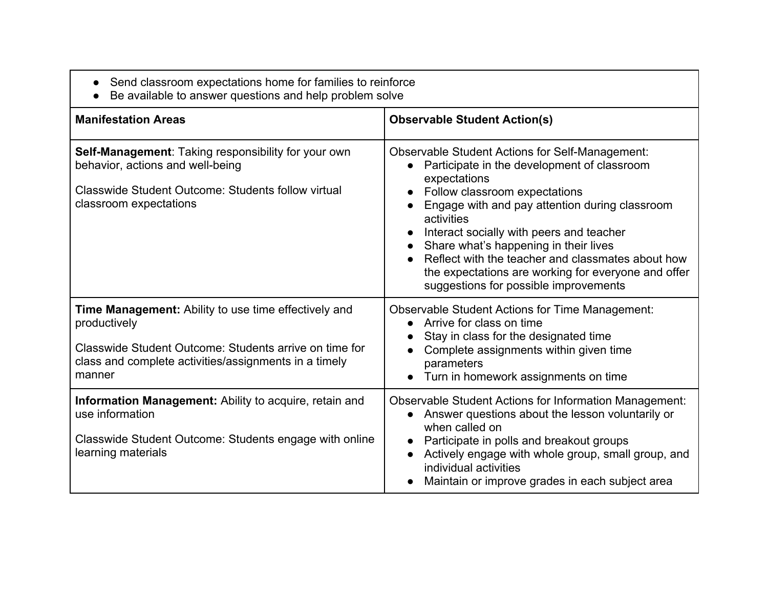- Send classroom expectations home for families to reinforce
- Be available to answer questions and help problem solve

| Manifestation Areas | Observable Student Action(s) |
|---|---|
| **Self-Management**: Taking responsibility for your own behavior, actions and well-being<br><br>Classwide Student Outcome: Students follow virtual classroom expectations | Observable Student Actions for Self-Management:<br>● Participate in the development of classroom expectations<br>● Follow classroom expectations<br>● Engage with and pay attention during classroom activities<br>● Interact socially with peers and teacher<br>● Share what's happening in their lives<br>● Reflect with the teacher and classmates about how the expectations are working for everyone and offer suggestions for possible improvements |
| **Time Management:** Ability to use time effectively and productively<br><br>Classwide Student Outcome: Students arrive on time for class and complete activities/assignments in a timely manner | Observable Student Actions for Time Management:<br>● Arrive for class on time<br>● Stay in class for the designated time<br>● Complete assignments within given time parameters<br>● Turn in homework assignments on time |
| **Information Management:** Ability to acquire, retain and use information<br><br>Classwide Student Outcome: Students engage with online learning materials | Observable Student Actions for Information Management:<br>● Answer questions about the lesson voluntarily or when called on<br>● Participate in polls and breakout groups<br>● Actively engage with whole group, small group, and individual activities<br>● Maintain or improve grades in each subject area |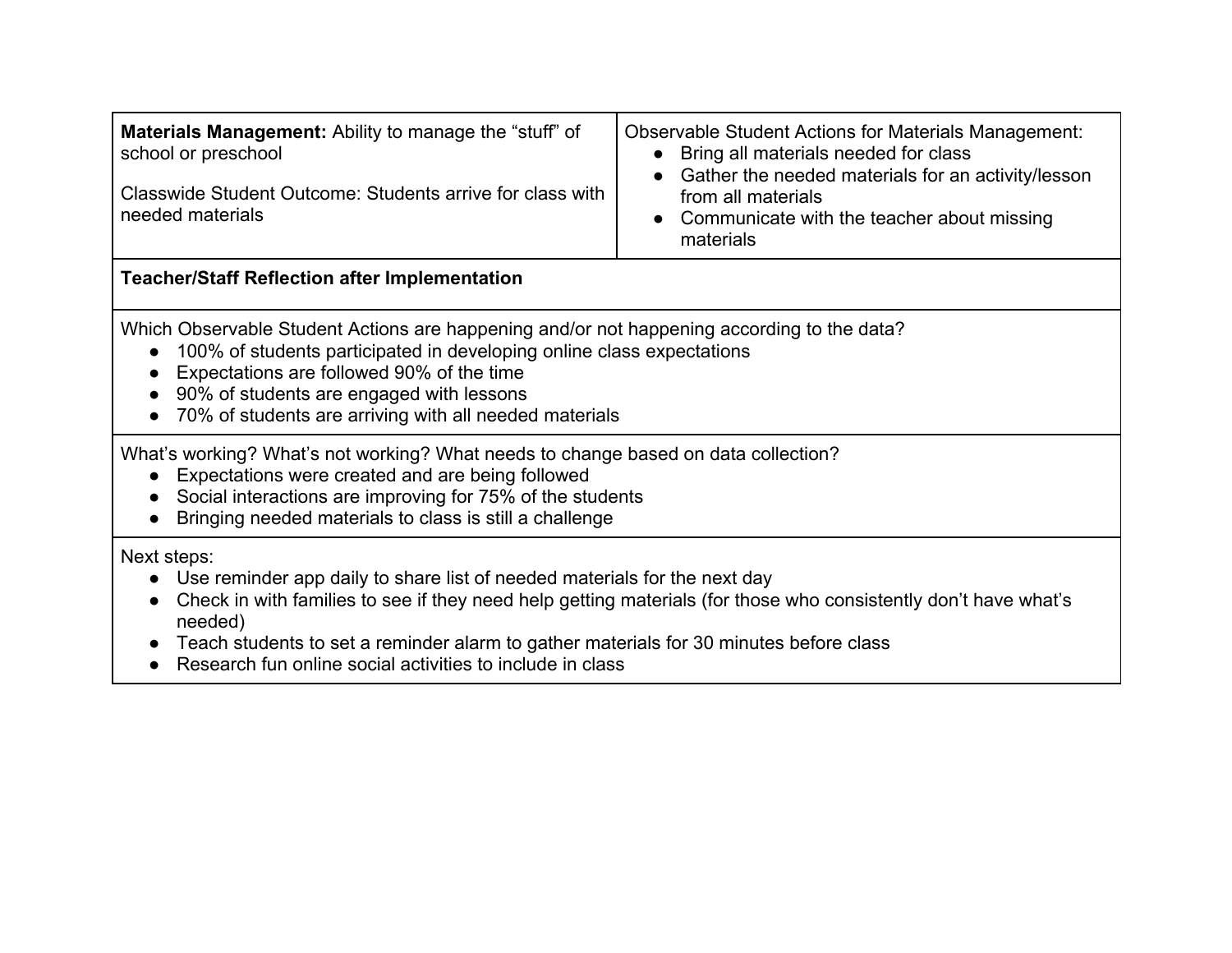| | |
|---|---|
| **Materials Management:** Ability to manage the "stuff" of school or preschool<br><br>Classwide Student Outcome: Students arrive for class with needed materials | Observable Student Actions for Materials Management:<br>● Bring all materials needed for class<br>● Gather the needed materials for an activity/lesson from all materials<br>● Communicate with the teacher about missing materials |
| **Teacher/Staff Reflection after Implementation** | |
| Which Observable Student Actions are happening and/or not happening according to the data?<br>● 100% of students participated in developing online class expectations<br>● Expectations are followed 90% of the time<br>● 90% of students are engaged with lessons<br>● 70% of students are arriving with all needed materials | |
| What's working? What's not working? What needs to change based on data collection?<br>● Expectations were created and are being followed<br>● Social interactions are improving for 75% of the students<br>● Bringing needed materials to class is still a challenge | |
| Next steps:<br>● Use reminder app daily to share list of needed materials for the next day<br>● Check in with families to see if they need help getting materials (for those who consistently don't have what's needed)<br>● Teach students to set a reminder alarm to gather materials for 30 minutes before class<br>● Research fun online social activities to include in class | |